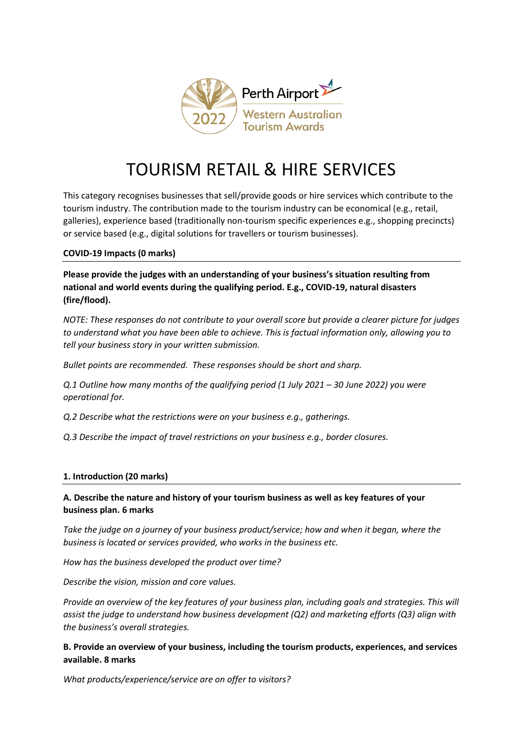Perth Airport

Western Australian Tourism Awards

2022

# TOURISM RETAIL & HIRE SERVICES

This category recognises businesses that sell/provide goods or hire services which contribute to the tourism industry. The contribution made to the tourism industry can be economical (e.g., retail, galleries), experience based (traditionally non-tourism specific experiences e.g., shopping precincts) or service based (e.g., digital solutions for travellers or tourism businesses).

**COVID-19 Impacts (0 marks)**

**Please provide the judges with an understanding of your business's situation resulting from national and world events during the qualifying period. E.g., COVID-19, natural disasters (fire/flood).**

*NOTE: These responses do not contribute to your overall score but provide a clearer picture for judges to understand what you have been able to achieve. This is factual information only, allowing you to tell your business story in your written submission.*

*Bullet points are recommended. These responses should be short and sharp.*

*Q.1 Outline how many months of the qualifying period (1 July 2021 – 30 June 2022) you were operational for.*

*Q.2 Describe what the restrictions were on your business e.g., gatherings.*

*Q.3 Describe the impact of travel restrictions on your business e.g., border closures.*

**1. Introduction (20 marks)**

**A. Describe the nature and history of your tourism business as well as key features of your business plan. 6 marks**

*Take the judge on a journey of your business product/service; how and when it began, where the business is located or services provided, who works in the business etc.*

*How has the business developed the product over time?*

*Describe the vision, mission and core values.*

*Provide an overview of the key features of your business plan, including goals and strategies. This will assist the judge to understand how business development (Q2) and marketing efforts (Q3) align with the business's overall strategies.*

**B. Provide an overview of your business, including the tourism products, experiences, and services available. 8 marks**

*What products/experience/service are on offer to visitors?*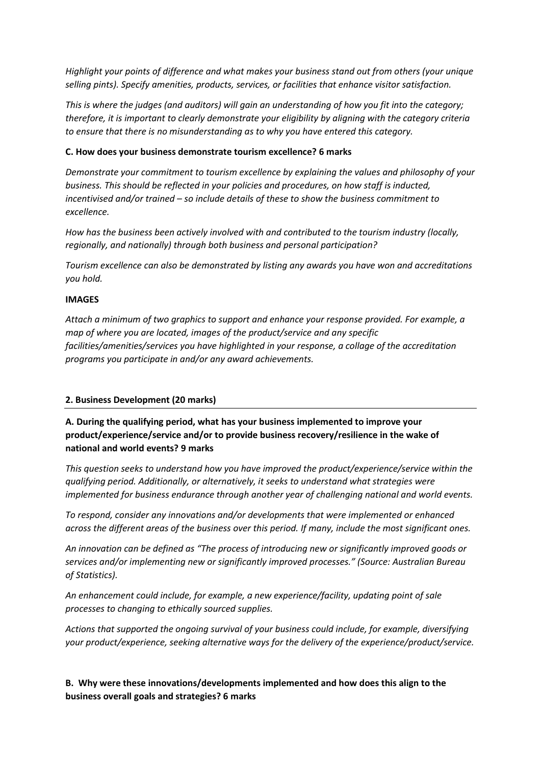*Highlight your points of difference and what makes your business stand out from others (your unique selling pints). Specify amenities, products, services, or facilities that enhance visitor satisfaction.*

*This is where the judges (and auditors) will gain an understanding of how you fit into the category; therefore, it is important to clearly demonstrate your eligibility by aligning with the category criteria to ensure that there is no misunderstanding as to why you have entered this category.*

**C. How does your business demonstrate tourism excellence? 6 marks**

*Demonstrate your commitment to tourism excellence by explaining the values and philosophy of your business. This should be reflected in your policies and procedures, on how staff is inducted, incentivised and/or trained – so include details of these to show the business commitment to excellence.*

*How has the business been actively involved with and contributed to the tourism industry (locally, regionally, and nationally) through both business and personal participation?*

*Tourism excellence can also be demonstrated by listing any awards you have won and accreditations you hold.*

**IMAGES**

*Attach a minimum of two graphics to support and enhance your response provided. For example, a map of where you are located, images of the product/service and any specific facilities/amenities/services you have highlighted in your response, a collage of the accreditation programs you participate in and/or any award achievements.*

## 2. Business Development (20 marks)

**A. During the qualifying period, what has your business implemented to improve your product/experience/service and/or to provide business recovery/resilience in the wake of national and world events? 9 marks**

*This question seeks to understand how you have improved the product/experience/service within the qualifying period. Additionally, or alternatively, it seeks to understand what strategies were implemented for business endurance through another year of challenging national and world events.*

*To respond, consider any innovations and/or developments that were implemented or enhanced across the different areas of the business over this period. If many, include the most significant ones.*

*An innovation can be defined as "The process of introducing new or significantly improved goods or services and/or implementing new or significantly improved processes." (Source: Australian Bureau of Statistics).*

*An enhancement could include, for example, a new experience/facility, updating point of sale processes to changing to ethically sourced supplies.*

*Actions that supported the ongoing survival of your business could include, for example, diversifying your product/experience, seeking alternative ways for the delivery of the experience/product/service.*

**B. Why were these innovations/developments implemented and how does this align to the business overall goals and strategies? 6 marks**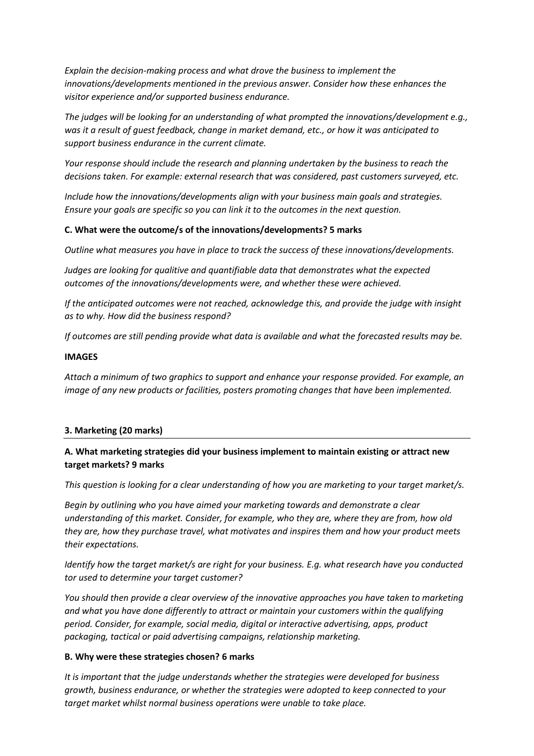*Explain the decision-making process and what drove the business to implement the innovations/developments mentioned in the previous answer. Consider how these enhances the visitor experience and/or supported business endurance.*

*The judges will be looking for an understanding of what prompted the innovations/development e.g., was it a result of guest feedback, change in market demand, etc., or how it was anticipated to support business endurance in the current climate.*

*Your response should include the research and planning undertaken by the business to reach the decisions taken. For example: external research that was considered, past customers surveyed, etc.*

*Include how the innovations/developments align with your business main goals and strategies. Ensure your goals are specific so you can link it to the outcomes in the next question.*

**C. What were the outcome/s of the innovations/developments? 5 marks**

*Outline what measures you have in place to track the success of these innovations/developments.*

*Judges are looking for qualitive and quantifiable data that demonstrates what the expected outcomes of the innovations/developments were, and whether these were achieved.*

*If the anticipated outcomes were not reached, acknowledge this, and provide the judge with insight as to why. How did the business respond?*

*If outcomes are still pending provide what data is available and what the forecasted results may be.*

**IMAGES**

*Attach a minimum of two graphics to support and enhance your response provided. For example, an image of any new products or facilities, posters promoting changes that have been implemented.*

**3. Marketing (20 marks)**

**A. What marketing strategies did your business implement to maintain existing or attract new target markets? 9 marks**

*This question is looking for a clear understanding of how you are marketing to your target market/s.*

*Begin by outlining who you have aimed your marketing towards and demonstrate a clear understanding of this market. Consider, for example, who they are, where they are from, how old they are, how they purchase travel, what motivates and inspires them and how your product meets their expectations.*

*Identify how the target market/s are right for your business. E.g. what research have you conducted tor used to determine your target customer?*

*You should then provide a clear overview of the innovative approaches you have taken to marketing and what you have done differently to attract or maintain your customers within the qualifying period. Consider, for example, social media, digital or interactive advertising, apps, product packaging, tactical or paid advertising campaigns, relationship marketing.*

**B. Why were these strategies chosen? 6 marks**

*It is important that the judge understands whether the strategies were developed for business growth, business endurance, or whether the strategies were adopted to keep connected to your target market whilst normal business operations were unable to take place.*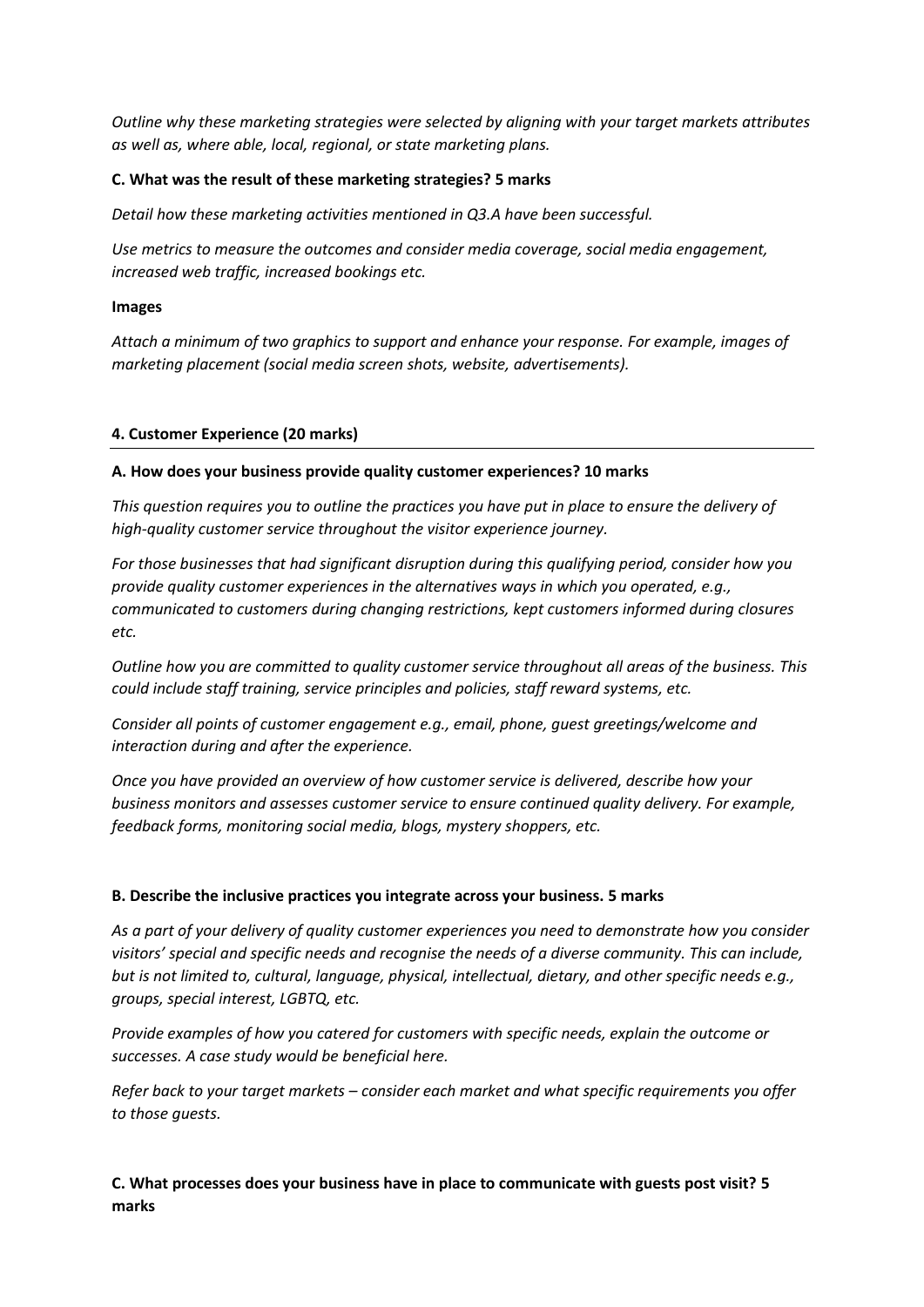*Outline why these marketing strategies were selected by aligning with your target markets attributes as well as, where able, local, regional, or state marketing plans.*

**C. What was the result of these marketing strategies? 5 marks**

*Detail how these marketing activities mentioned in Q3.A have been successful.*

*Use metrics to measure the outcomes and consider media coverage, social media engagement, increased web traffic, increased bookings etc.*

**Images**

*Attach a minimum of two graphics to support and enhance your response. For example, images of marketing placement (social media screen shots, website, advertisements).*

### 4. Customer Experience (20 marks)

**A. How does your business provide quality customer experiences? 10 marks**

*This question requires you to outline the practices you have put in place to ensure the delivery of high-quality customer service throughout the visitor experience journey.*

*For those businesses that had significant disruption during this qualifying period, consider how you provide quality customer experiences in the alternatives ways in which you operated, e.g., communicated to customers during changing restrictions, kept customers informed during closures etc.*

*Outline how you are committed to quality customer service throughout all areas of the business. This could include staff training, service principles and policies, staff reward systems, etc.*

*Consider all points of customer engagement e.g., email, phone, guest greetings/welcome and interaction during and after the experience.*

*Once you have provided an overview of how customer service is delivered, describe how your business monitors and assesses customer service to ensure continued quality delivery. For example, feedback forms, monitoring social media, blogs, mystery shoppers, etc.*

**B. Describe the inclusive practices you integrate across your business. 5 marks**

*As a part of your delivery of quality customer experiences you need to demonstrate how you consider visitors' special and specific needs and recognise the needs of a diverse community. This can include, but is not limited to, cultural, language, physical, intellectual, dietary, and other specific needs e.g., groups, special interest, LGBTQ, etc.*

*Provide examples of how you catered for customers with specific needs, explain the outcome or successes. A case study would be beneficial here.*

*Refer back to your target markets – consider each market and what specific requirements you offer to those guests.*

**C. What processes does your business have in place to communicate with guests post visit? 5 marks**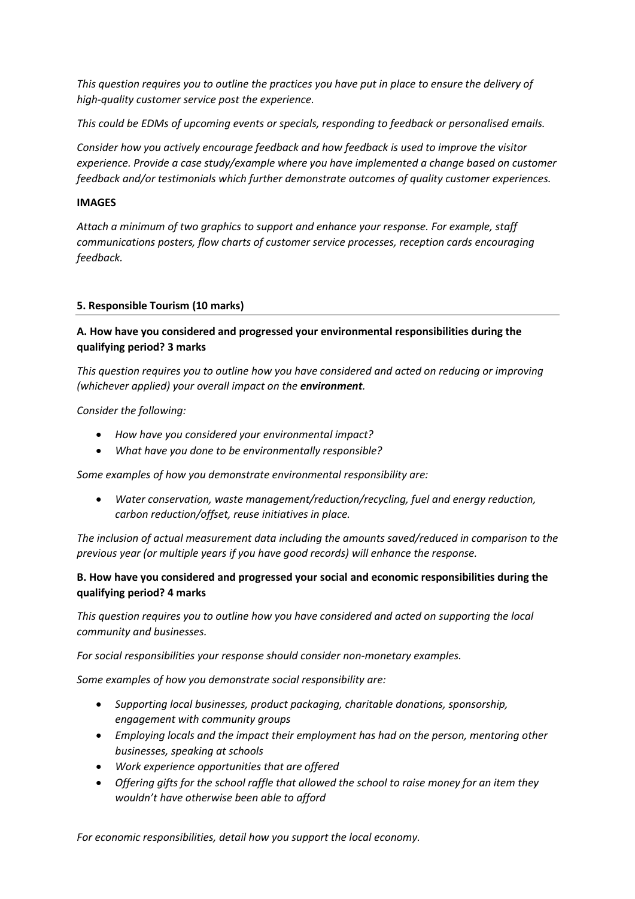*This question requires you to outline the practices you have put in place to ensure the delivery of high-quality customer service post the experience.*

*This could be EDMs of upcoming events or specials, responding to feedback or personalised emails.*

*Consider how you actively encourage feedback and how feedback is used to improve the visitor experience. Provide a case study/example where you have implemented a change based on customer feedback and/or testimonials which further demonstrate outcomes of quality customer experiences.*

**IMAGES**

*Attach a minimum of two graphics to support and enhance your response. For example, staff communications posters, flow charts of customer service processes, reception cards encouraging feedback.*

## 5. Responsible Tourism (10 marks)

**A. How have you considered and progressed your environmental responsibilities during the qualifying period? 3 marks**

*This question requires you to outline how you have considered and acted on reducing or improving (whichever applied) your overall impact on the **environment**.*

*Consider the following:*

- *How have you considered your environmental impact?*
- *What have you done to be environmentally responsible?*

*Some examples of how you demonstrate environmental responsibility are:*

- *Water conservation, waste management/reduction/recycling, fuel and energy reduction, carbon reduction/offset, reuse initiatives in place.*

*The inclusion of actual measurement data including the amounts saved/reduced in comparison to the previous year (or multiple years if you have good records) will enhance the response.*

**B. How have you considered and progressed your social and economic responsibilities during the qualifying period? 4 marks**

*This question requires you to outline how you have considered and acted on supporting the local community and businesses.*

*For social responsibilities your response should consider non-monetary examples.*

*Some examples of how you demonstrate social responsibility are:*

- *Supporting local businesses, product packaging, charitable donations, sponsorship, engagement with community groups*
- *Employing locals and the impact their employment has had on the person, mentoring other businesses, speaking at schools*
- *Work experience opportunities that are offered*
- *Offering gifts for the school raffle that allowed the school to raise money for an item they wouldn't have otherwise been able to afford*

*For economic responsibilities, detail how you support the local economy.*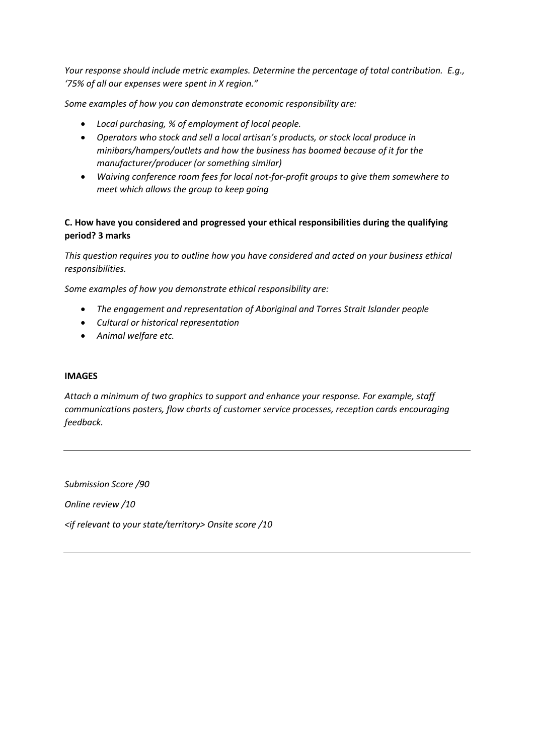*Your response should include metric examples. Determine the percentage of total contribution. E.g., '75% of all our expenses were spent in X region."*

*Some examples of how you can demonstrate economic responsibility are:*

- *Local purchasing, % of employment of local people.*
- *Operators who stock and sell a local artisan's products, or stock local produce in minibars/hampers/outlets and how the business has boomed because of it for the manufacturer/producer (or something similar)*
- *Waiving conference room fees for local not-for-profit groups to give them somewhere to meet which allows the group to keep going*

**C. How have you considered and progressed your ethical responsibilities during the qualifying period? 3 marks**

*This question requires you to outline how you have considered and acted on your business ethical responsibilities.*

*Some examples of how you demonstrate ethical responsibility are:*

- *The engagement and representation of Aboriginal and Torres Strait Islander people*
- *Cultural or historical representation*
- *Animal welfare etc.*

**IMAGES**

*Attach a minimum of two graphics to support and enhance your response. For example, staff communications posters, flow charts of customer service processes, reception cards encouraging feedback.*

---

*Submission Score /90*

*Online review /10*

*<if relevant to your state/territory> Onsite score /10*

---